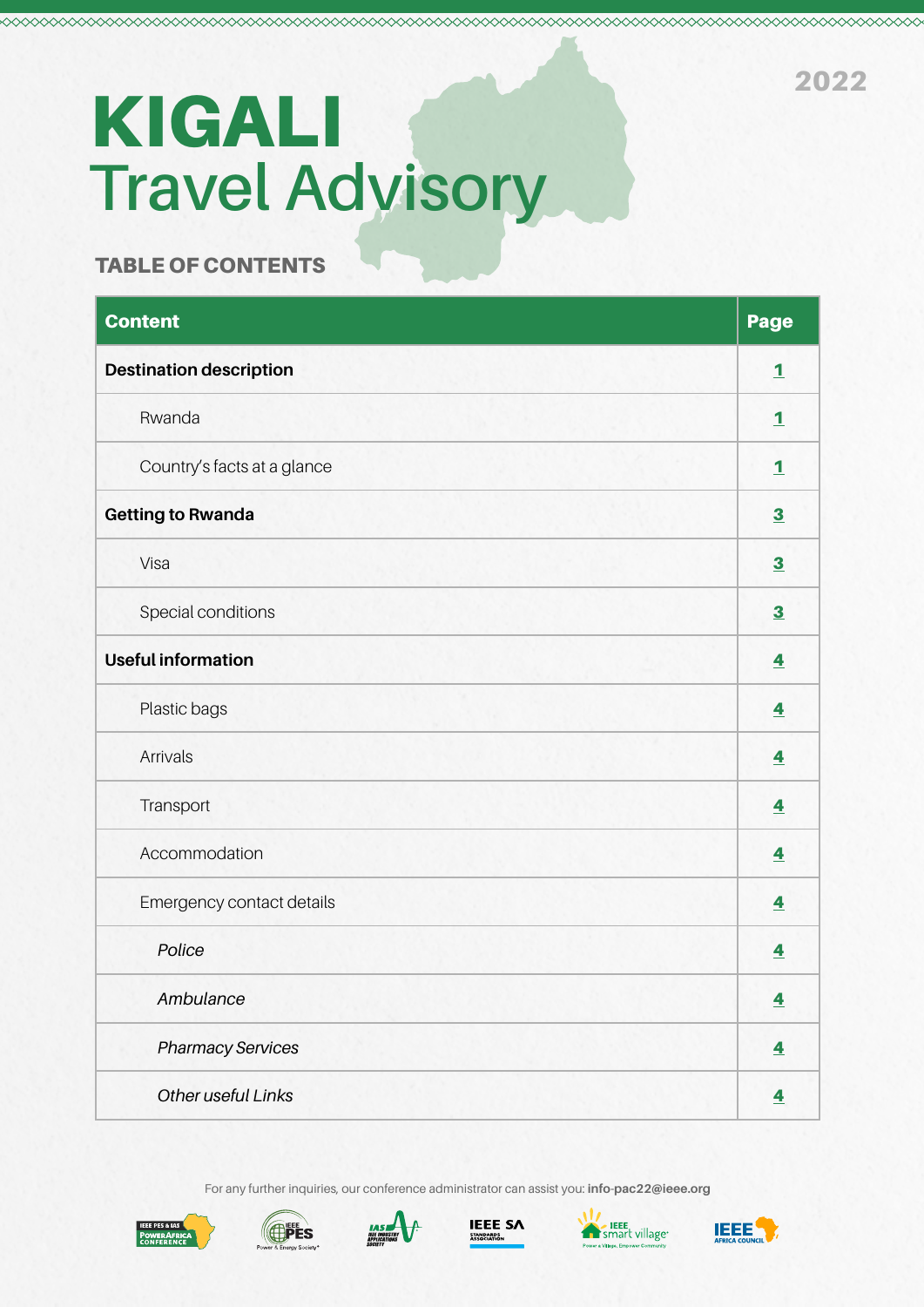2022

# KIGALI
# Travel Advisory

## TABLE OF CONTENTS

| Content | Page |
|---|---|
| **Destination description** | 1 |
| Rwanda | 1 |
| Country's facts at a glance | 1 |
| **Getting to Rwanda** | 3 |
| Visa | 3 |
| Special conditions | 3 |
| **Useful information** | 4 |
| Plastic bags | 4 |
| Arrivals | 4 |
| Transport | 4 |
| Accommodation | 4 |
| Emergency contact details | 4 |
| *Police* | 4 |
| *Ambulance* | 4 |
| *Pharmacy Services* | 4 |
| *Other useful Links* | 4 |

For any further inquiries, our conference administrator can assist you: **info-pac22@ieee.org**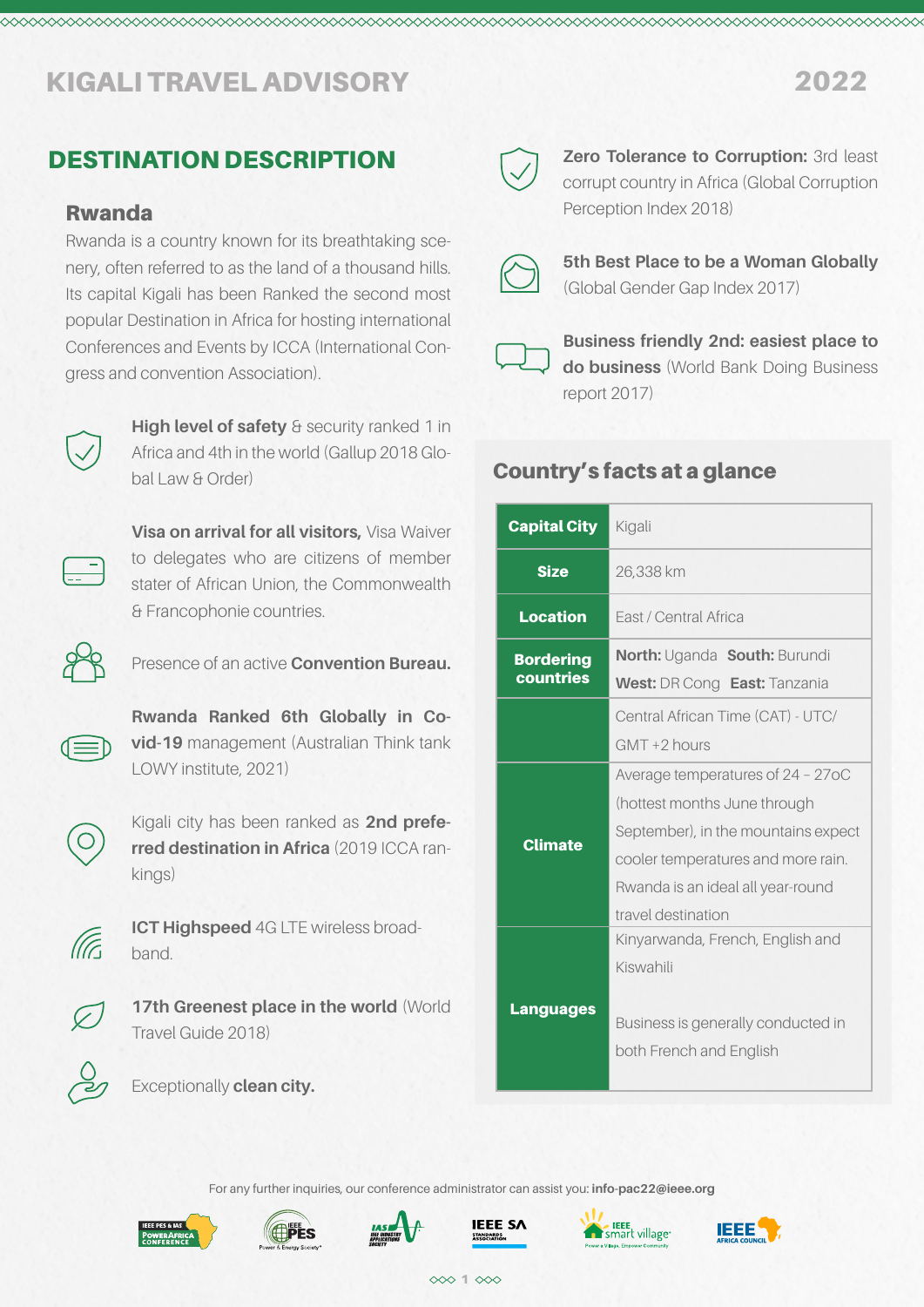# KIGALI TRAVEL ADVISORY 2022

## DESTINATION DESCRIPTION

### Rwanda

Rwanda is a country known for its breathtaking scenery, often referred to as the land of a thousand hills. Its capital Kigali has been Ranked the second most popular Destination in Africa for hosting international Conferences and Events by ICCA (International Congress and convention Association).

**High level of safety** & security ranked 1 in Africa and 4th in the world (Gallup 2018 Global Law & Order)

**Visa on arrival for all visitors,** Visa Waiver to delegates who are citizens of member stater of African Union, the Commonwealth & Francophonie countries.

Presence of an active **Convention Bureau.**

**Rwanda Ranked 6th Globally in Covid-19** management (Australian Think tank LOWY institute, 2021)

Kigali city has been ranked as **2nd preferred destination in Africa** (2019 ICCA rankings)

**ICT Highspeed** 4G LTE wireless broadband.

**17th Greenest place in the world** (World Travel Guide 2018)

Exceptionally **clean city.**

**Zero Tolerance to Corruption:** 3rd least corrupt country in Africa (Global Corruption Perception Index 2018)

**5th Best Place to be a Woman Globally** (Global Gender Gap Index 2017)

**Business friendly 2nd: easiest place to do business** (World Bank Doing Business report 2017)

### Country's facts at a glance

| | |
|---|---|
| **Capital City** | Kigali |
| **Size** | 26,338 km |
| **Location** | East / Central Africa |
| **Bordering countries** | **North:** Uganda **South:** Burundi **West:** DR Cong **East:** Tanzania |
| | Central African Time (CAT) - UTC/ GMT +2 hours |
| **Climate** | Average temperatures of 24 – 27oC (hottest months June through September), in the mountains expect cooler temperatures and more rain. Rwanda is an ideal all year-round travel destination |
| **Languages** | Kinyarwanda, French, English and Kiswahili<br><br>Business is generally conducted in both French and English |

For any further inquiries, our conference administrator can assist you: **info-pac22@ieee.org**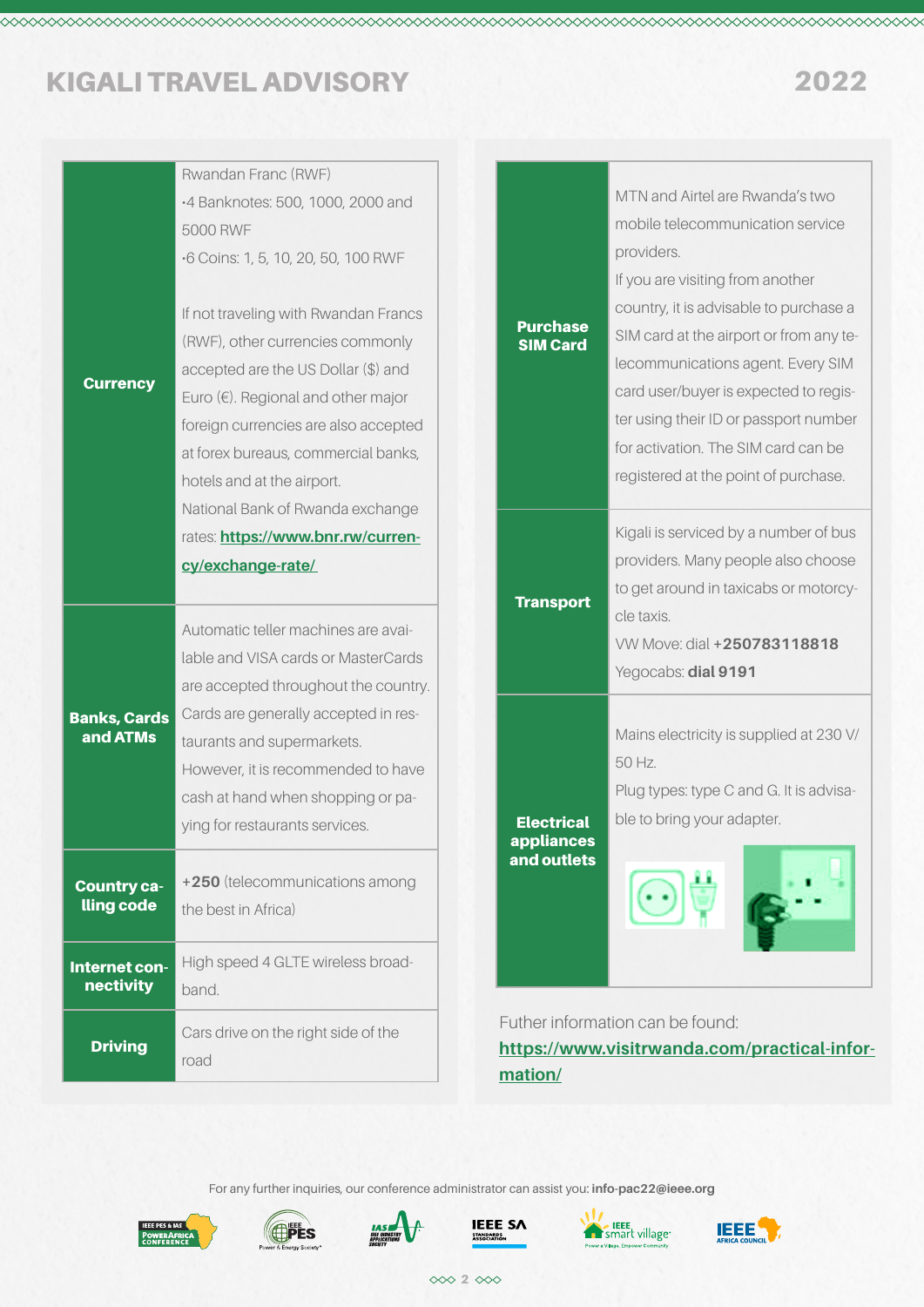# KIGALI TRAVEL ADVISORY

## 2022

| | |
|---|---|
| **Currency** | Rwandan Franc (RWF)<br>•4 Banknotes: 500, 1000, 2000 and 5000 RWF<br>•6 Coins: 1, 5, 10, 20, 50, 100 RWF<br><br>If not traveling with Rwandan Francs (RWF), other currencies commonly accepted are the US Dollar ($) and Euro (€). Regional and other major foreign currencies are also accepted at forex bureaus, commercial banks, hotels and at the airport.<br>National Bank of Rwanda exchange rates: **https://www.bnr.rw/currency/exchange-rate/** |
| **Banks, Cards and ATMs** | Automatic teller machines are available and VISA cards or MasterCards are accepted throughout the country. Cards are generally accepted in restaurants and supermarkets. However, it is recommended to have cash at hand when shopping or paying for restaurants services. |
| **Country calling code** | **+250** (telecommunications among the best in Africa) |
| **Internet connectivity** | High speed 4 GLTE wireless broadband. |
| **Driving** | Cars drive on the right side of the road |

| | |
|---|---|
| **Purchase SIM Card** | MTN and Airtel are Rwanda's two mobile telecommunication service providers.<br>If you are visiting from another country, it is advisable to purchase a SIM card at the airport or from any telecommunications agent. Every SIM card user/buyer is expected to register using their ID or passport number for activation. The SIM card can be registered at the point of purchase. |
| **Transport** | Kigali is serviced by a number of bus providers. Many people also choose to get around in taxicabs or motorcycle taxis.<br>VW Move: dial **+250783118818**<br>Yegocabs: **dial 9191** |
| **Electrical appliances and outlets** | Mains electricity is supplied at 230 V/ 50 Hz.<br>Plug types: type C and G. It is advisable to bring your adapter. |

Futher information can be found: **https://www.visitrwanda.com/practical-information/**

For any further inquiries, our conference administrator can assist you: **info-pac22@ieee.org**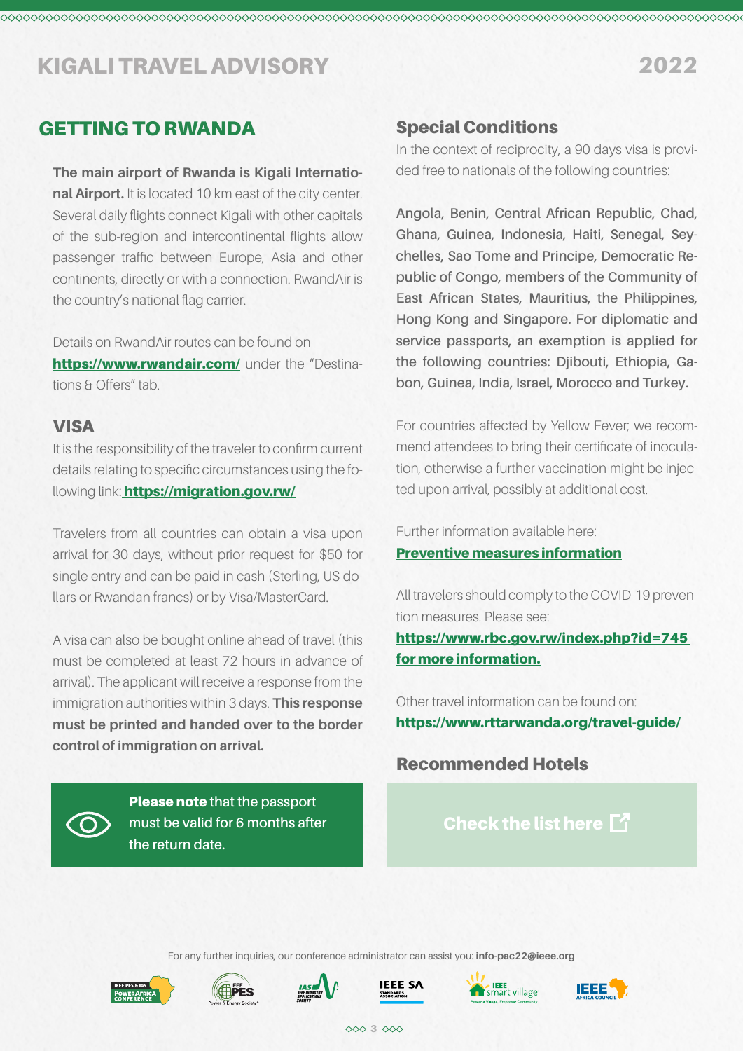# GETTING TO RWANDA

**The main airport of Rwanda is Kigali International Airport.** It is located 10 km east of the city center. Several daily flights connect Kigali with other capitals of the sub-region and intercontinental flights allow passenger traffic between Europe, Asia and other continents, directly or with a connection. RwandAir is the country's national flag carrier.

Details on RwandAir routes can be found on **https://www.rwandair.com/** under the "Destinations & Offers" tab.

## VISA

It is the responsibility of the traveler to confirm current details relating to specific circumstances using the following link: **https://migration.gov.rw/**

Travelers from all countries can obtain a visa upon arrival for 30 days, without prior request for $50 for single entry and can be paid in cash (Sterling, US dollars or Rwandan francs) or by Visa/MasterCard.

A visa can also be bought online ahead of travel (this must be completed at least 72 hours in advance of arrival). The applicant will receive a response from the immigration authorities within 3 days. **This response must be printed and handed over to the border control of immigration on arrival.**

**Please note** that the passport must be valid for 6 months after the return date.

## Special Conditions

In the context of reciprocity, a 90 days visa is provided free to nationals of the following countries:

**Angola, Benin, Central African Republic, Chad, Ghana, Guinea, Indonesia, Haiti, Senegal, Seychelles, Sao Tome and Principe, Democratic Republic of Congo, members of the Community of East African States, Mauritius, the Philippines, Hong Kong and Singapore. For diplomatic and service passports, an exemption is applied for the following countries: Djibouti, Ethiopia, Gabon, Guinea, India, Israel, Morocco and Turkey.**

For countries affected by Yellow Fever; we recommend attendees to bring their certificate of inoculation, otherwise a further vaccination might be injected upon arrival, possibly at additional cost.

Further information available here:
**Preventive measures information**

All travelers should comply to the COVID-19 prevention measures. Please see:
**https://www.rbc.gov.rw/index.php?id=745 for more information.**

Other travel information can be found on:
**https://www.rttarwanda.org/travel-guide/**

## Recommended Hotels

**Check the list here**

For any further inquiries, our conference administrator can assist you: **info-pac22@ieee.org**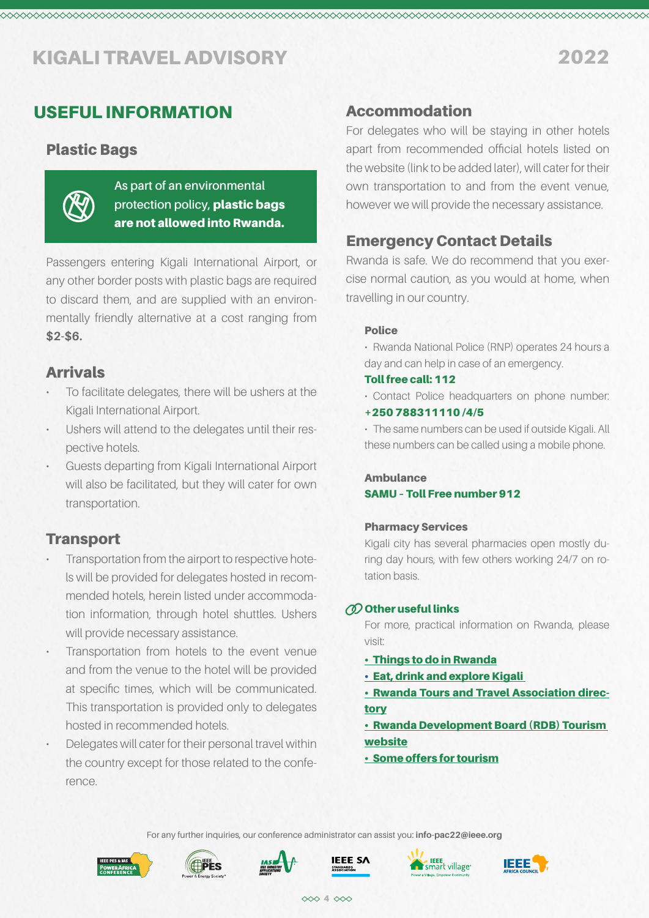# USEFUL INFORMATION

## Plastic Bags

As part of an environmental protection policy, **plastic bags are not allowed into Rwanda.**

Passengers entering Kigali International Airport, or any other border posts with plastic bags are required to discard them, and are supplied with an environmentally friendly alternative at a cost ranging from **$2-$6.**

## Arrivals

- To facilitate delegates, there will be ushers at the Kigali International Airport.
- Ushers will attend to the delegates until their respective hotels.
- Guests departing from Kigali International Airport will also be facilitated, but they will cater for own transportation.

## Transport

- Transportation from the airport to respective hotels will be provided for delegates hosted in recommended hotels, herein listed under accommodation information, through hotel shuttles. Ushers will provide necessary assistance.
- Transportation from hotels to the event venue and from the venue to the hotel will be provided at specific times, which will be communicated. This transportation is provided only to delegates hosted in recommended hotels.
- Delegates will cater for their personal travel within the country except for those related to the conference.

## Accommodation

For delegates who will be staying in other hotels apart from recommended official hotels listed on the website (link to be added later), will cater for their own transportation to and from the event venue, however we will provide the necessary assistance.

## Emergency Contact Details

Rwanda is safe. We do recommend that you exercise normal caution, as you would at home, when travelling in our country.

### Police

- Rwanda National Police (RNP) operates 24 hours a day and can help in case of an emergency.

**Toll free call: 112**

- Contact Police headquarters on phone number: **+250 788311110 /4/5**
- The same numbers can be used if outside Kigali. All these numbers can be called using a mobile phone.

### Ambulance

**SAMU - Toll Free number 912**

### Pharmacy Services

Kigali city has several pharmacies open mostly during day hours, with few others working 24/7 on rotation basis.

### Other useful links

For more, practical information on Rwanda, please visit:

- Things to do in Rwanda
- Eat, drink and explore Kigali
- Rwanda Tours and Travel Association directory
- Rwanda Development Board (RDB) Tourism website
- Some offers for tourism

For any further inquiries, our conference administrator can assist you: **info-pac22@ieee.org**